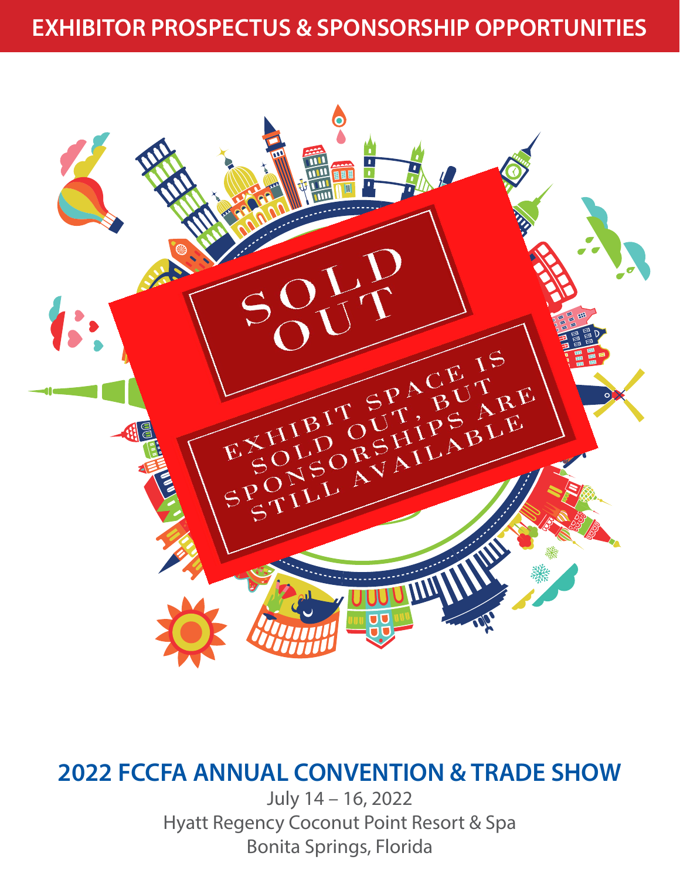# EXHIBITOR PROSPECTUS & SPONSORSHIP OPPORTUNITIES

**SOLD OUT**

**EXHIBIT SPACE IS SOLD OUT, BUT SPONSORSHIPS ARE STILL AVAILABLE**

## 2022 FCCFA ANNUAL CONVENTION & TRADE SHOW

July 14 – 16, 2022
Hyatt Regency Coconut Point Resort & Spa
Bonita Springs, Florida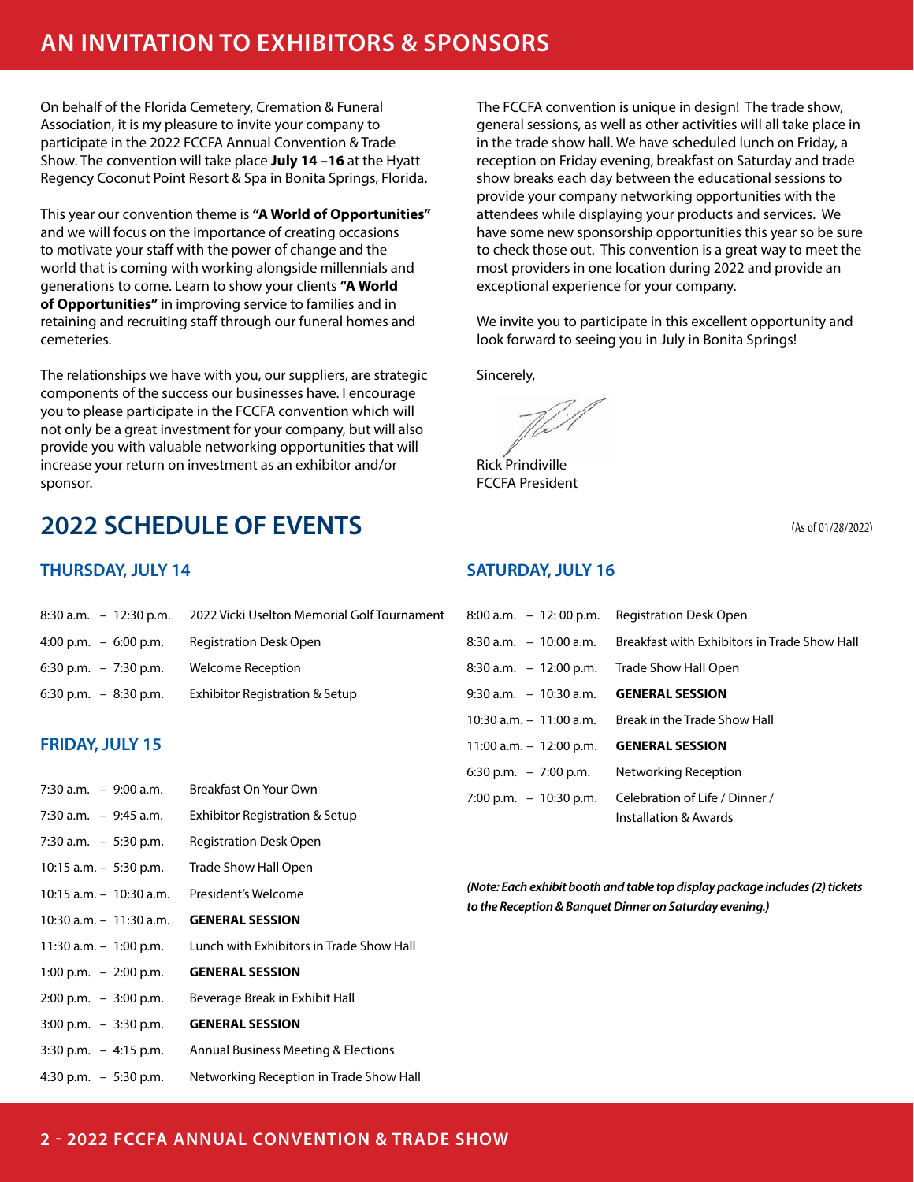# AN INVITATION TO EXHIBITORS & SPONSORS

On behalf of the Florida Cemetery, Cremation & Funeral Association, it is my pleasure to invite your company to participate in the 2022 FCCFA Annual Convention & Trade Show. The convention will take place **July 14 –16** at the Hyatt Regency Coconut Point Resort & Spa in Bonita Springs, Florida.

This year our convention theme is **"A World of Opportunities"** and we will focus on the importance of creating occasions to motivate your staff with the power of change and the world that is coming with working alongside millennials and generations to come. Learn to show your clients **"A World of Opportunities"** in improving service to families and in retaining and recruiting staff through our funeral homes and cemeteries.

The relationships we have with you, our suppliers, are strategic components of the success our businesses have. I encourage you to please participate in the FCCFA convention which will not only be a great investment for your company, but will also provide you with valuable networking opportunities that will increase your return on investment as an exhibitor and/or sponsor.

The FCCFA convention is unique in design! The trade show, general sessions, as well as other activities will all take place in in the trade show hall. We have scheduled lunch on Friday, a reception on Friday evening, breakfast on Saturday and trade show breaks each day between the educational sessions to provide your company networking opportunities with the attendees while displaying your products and services. We have some new sponsorship opportunities this year so be sure to check those out. This convention is a great way to meet the most providers in one location during 2022 and provide an exceptional experience for your company.

We invite you to participate in this excellent opportunity and look forward to seeing you in July in Bonita Springs!

Sincerely,

Rick Prindiville
FCCFA President

## 2022 SCHEDULE OF EVENTS

(As of 01/28/2022)

### THURSDAY, JULY 14

| | |
|---|---|
| 8:30 a.m. – 12:30 p.m. | 2022 Vicki Uselton Memorial Golf Tournament |
| 4:00 p.m. – 6:00 p.m. | Registration Desk Open |
| 6:30 p.m. – 7:30 p.m. | Welcome Reception |
| 6:30 p.m. – 8:30 p.m. | Exhibitor Registration & Setup |

### FRIDAY, JULY 15

| | |
|---|---|
| 7:30 a.m. – 9:00 a.m. | Breakfast On Your Own |
| 7:30 a.m. – 9:45 a.m. | Exhibitor Registration & Setup |
| 7:30 a.m. – 5:30 p.m. | Registration Desk Open |
| 10:15 a.m. – 5:30 p.m. | Trade Show Hall Open |
| 10:15 a.m. – 10:30 a.m. | President's Welcome |
| 10:30 a.m. – 11:30 a.m. | **GENERAL SESSION** |
| 11:30 a.m. – 1:00 p.m. | Lunch with Exhibitors in Trade Show Hall |
| 1:00 p.m. – 2:00 p.m. | **GENERAL SESSION** |
| 2:00 p.m. – 3:00 p.m. | Beverage Break in Exhibit Hall |
| 3:00 p.m. – 3:30 p.m. | **GENERAL SESSION** |
| 3:30 p.m. – 4:15 p.m. | Annual Business Meeting & Elections |
| 4:30 p.m. – 5:30 p.m. | Networking Reception in Trade Show Hall |

### SATURDAY, JULY 16

| | |
|---|---|
| 8:00 a.m. – 12: 00 p.m. | Registration Desk Open |
| 8:30 a.m. – 10:00 a.m. | Breakfast with Exhibitors in Trade Show Hall |
| 8:30 a.m. – 12:00 p.m. | Trade Show Hall Open |
| 9:30 a.m. – 10:30 a.m. | **GENERAL SESSION** |
| 10:30 a.m. – 11:00 a.m. | Break in the Trade Show Hall |
| 11:00 a.m. – 12:00 p.m. | **GENERAL SESSION** |
| 6:30 p.m. – 7:00 p.m. | Networking Reception |
| 7:00 p.m. – 10:30 p.m. | Celebration of Life / Dinner / Installation & Awards |

***(Note: Each exhibit booth and table top display package includes (2) tickets to the Reception & Banquet Dinner on Saturday evening.)***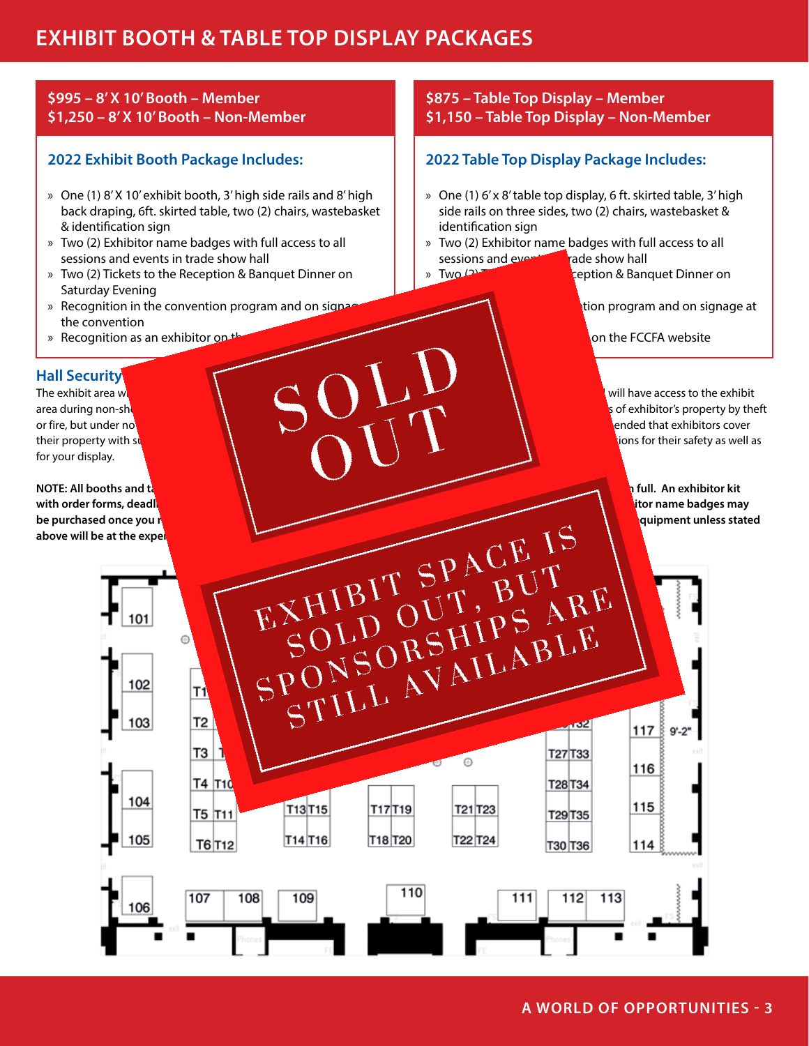# EXHIBIT BOOTH & TABLE TOP DISPLAY PACKAGES

**$995 – 8' X 10' Booth – Member**
**$1,250 – 8' X 10' Booth – Non-Member**

### 2022 Exhibit Booth Package Includes:

- One (1) 8' X 10' exhibit booth, 3' high side rails and 8' high back draping, 6ft. skirted table, two (2) chairs, wastebasket & identification sign
- Two (2) Exhibitor name badges with full access to all sessions and events in trade show hall
- Two (2) Tickets to the Reception & Banquet Dinner on Saturday Evening
- Recognition in the convention program and on signage at the convention
- Recognition as an exhibitor on th

**$875 – Table Top Display – Member**
**$1,150 – Table Top Display – Non-Member**

### 2022 Table Top Display Package Includes:

- One (1) 6' x 8' table top display, 6 ft. skirted table, 3' high side rails on three sides, two (2) chairs, wastebasket & identification sign
- Two (2) Exhibitor name badges with full access to all sessions and even rade show hall
- Two (2) T ception & Banquet Dinner on
- tion program and on signage at
- on the FCCFA website

### Hall Security

The exhibit area w will have access to the exhibit area during non-sh s of exhibitor's property by theft or fire, but under no ended that exhibitors cover their property with s ions for their safety as well as for your display.

**NOTE: All booths and t full. An exhibitor kit with order forms, deadl itor name badges may be purchased once you r quipment unless stated above will be at the exper**

SOLD OUT

EXHIBIT SPACE IS SOLD OUT, BUT SPONSORSHIPS ARE STILL AVAILABLE

101 102 103 104 105 106 107 108 109 110 111 112 113 114 115 116 117 9'-2"

T1 T2 T3 T4 T5 T6 T10 T11 T12 T13 T14 T15 T16 T17 T18 T19 T20 T21 T22 T23 T24 T27 T28 T29 T30 T32 T33 T34 T35 T36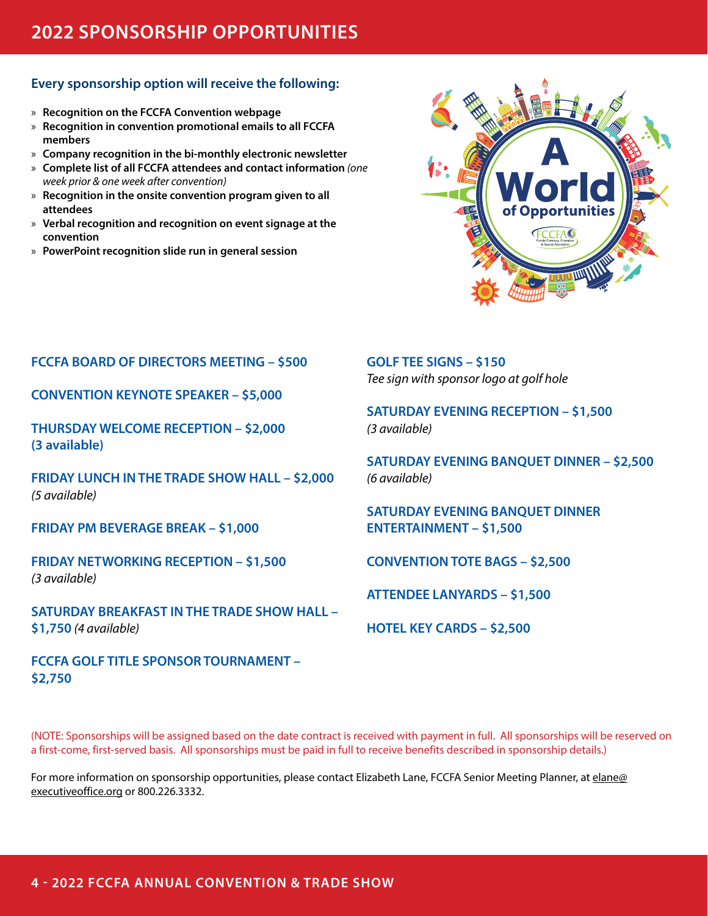# 2022 SPONSORSHIP OPPORTUNITIES

### Every sponsorship option will receive the following:

- **Recognition on the FCCFA Convention webpage**
- **Recognition in convention promotional emails to all FCCFA members**
- **Company recognition in the bi-monthly electronic newsletter**
- **Complete list of all FCCFA attendees and contact information** *(one week prior & one week after convention)*
- **Recognition in the onsite convention program given to all attendees**
- **Verbal recognition and recognition on event signage at the convention**
- **PowerPoint recognition slide run in general session**

**FCCFA BOARD OF DIRECTORS MEETING – $500**

**CONVENTION KEYNOTE SPEAKER – $5,000**

**THURSDAY WELCOME RECEPTION – $2,000 (3 available)**

**FRIDAY LUNCH IN THE TRADE SHOW HALL – $2,000**
*(5 available)*

**FRIDAY PM BEVERAGE BREAK – $1,000**

**FRIDAY NETWORKING RECEPTION – $1,500**
*(3 available)*

**SATURDAY BREAKFAST IN THE TRADE SHOW HALL – $1,750** *(4 available)*

**FCCFA GOLF TITLE SPONSOR TOURNAMENT – $2,750**

**GOLF TEE SIGNS – $150**
*Tee sign with sponsor logo at golf hole*

**SATURDAY EVENING RECEPTION – $1,500**
*(3 available)*

**SATURDAY EVENING BANQUET DINNER – $2,500**
*(6 available)*

**SATURDAY EVENING BANQUET DINNER ENTERTAINMENT – $1,500**

**CONVENTION TOTE BAGS – $2,500**

**ATTENDEE LANYARDS – $1,500**

**HOTEL KEY CARDS – $2,500**

(NOTE: Sponsorships will be assigned based on the date contract is received with payment in full. All sponsorships will be reserved on a first-come, first-served basis. All sponsorships must be paid in full to receive benefits described in sponsorship details.)

For more information on sponsorship opportunities, please contact Elizabeth Lane, FCCFA Senior Meeting Planner, at elane@executiveoffice.org or 800.226.3332.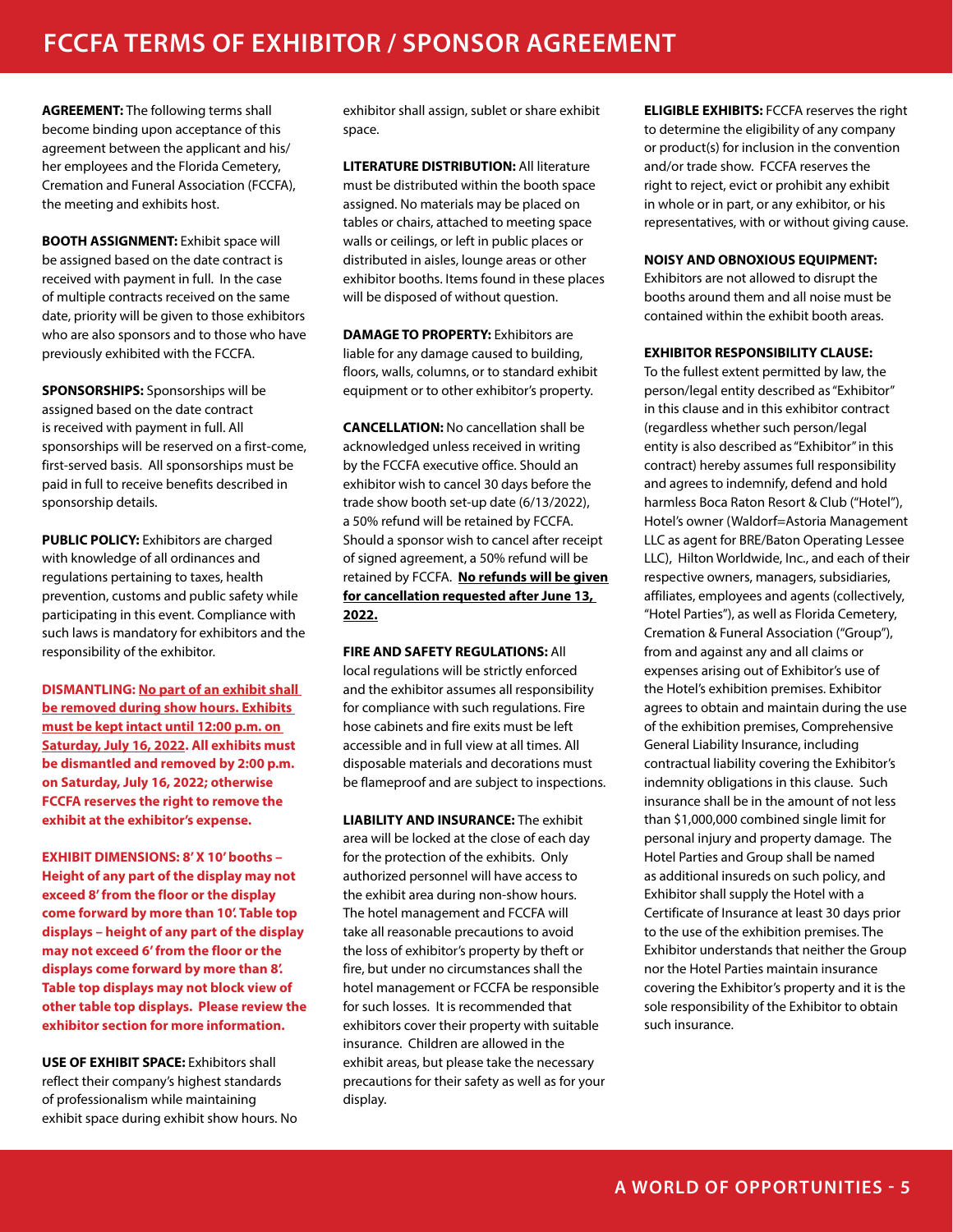# FCCFA TERMS OF EXHIBITOR / SPONSOR AGREEMENT

**AGREEMENT:** The following terms shall become binding upon acceptance of this agreement between the applicant and his/her employees and the Florida Cemetery, Cremation and Funeral Association (FCCFA), the meeting and exhibits host.

**BOOTH ASSIGNMENT:** Exhibit space will be assigned based on the date contract is received with payment in full. In the case of multiple contracts received on the same date, priority will be given to those exhibitors who are also sponsors and to those who have previously exhibited with the FCCFA.

**SPONSORSHIPS:** Sponsorships will be assigned based on the date contract is received with payment in full. All sponsorships will be reserved on a first-come, first-served basis. All sponsorships must be paid in full to receive benefits described in sponsorship details.

**PUBLIC POLICY:** Exhibitors are charged with knowledge of all ordinances and regulations pertaining to taxes, health prevention, customs and public safety while participating in this event. Compliance with such laws is mandatory for exhibitors and the responsibility of the exhibitor.

**DISMANTLING: No part of an exhibit shall be removed during show hours. Exhibits must be kept intact until 12:00 p.m. on Saturday, July 16, 2022. All exhibits must be dismantled and removed by 2:00 p.m. on Saturday, July 16, 2022; otherwise FCCFA reserves the right to remove the exhibit at the exhibitor's expense.**

**EXHIBIT DIMENSIONS: 8' X 10' booths – Height of any part of the display may not exceed 8' from the floor or the display come forward by more than 10'. Table top displays – height of any part of the display may not exceed 6' from the floor or the displays come forward by more than 8'. Table top displays may not block view of other table top displays. Please review the exhibitor section for more information.**

**USE OF EXHIBIT SPACE:** Exhibitors shall reflect their company's highest standards of professionalism while maintaining exhibit space during exhibit show hours. No exhibitor shall assign, sublet or share exhibit space.

**LITERATURE DISTRIBUTION:** All literature must be distributed within the booth space assigned. No materials may be placed on tables or chairs, attached to meeting space walls or ceilings, or left in public places or distributed in aisles, lounge areas or other exhibitor booths. Items found in these places will be disposed of without question.

**DAMAGE TO PROPERTY:** Exhibitors are liable for any damage caused to building, floors, walls, columns, or to standard exhibit equipment or to other exhibitor's property.

**CANCELLATION:** No cancellation shall be acknowledged unless received in writing by the FCCFA executive office. Should an exhibitor wish to cancel 30 days before the trade show booth set-up date (6/13/2022), a 50% refund will be retained by FCCFA. Should a sponsor wish to cancel after receipt of signed agreement, a 50% refund will be retained by FCCFA. **No refunds will be given for cancellation requested after June 13, 2022.**

**FIRE AND SAFETY REGULATIONS:** All local regulations will be strictly enforced and the exhibitor assumes all responsibility for compliance with such regulations. Fire hose cabinets and fire exits must be left accessible and in full view at all times. All disposable materials and decorations must be flameproof and are subject to inspections.

**LIABILITY AND INSURANCE:** The exhibit area will be locked at the close of each day for the protection of the exhibits. Only authorized personnel will have access to the exhibit area during non-show hours. The hotel management and FCCFA will take all reasonable precautions to avoid the loss of exhibitor's property by theft or fire, but under no circumstances shall the hotel management or FCCFA be responsible for such losses. It is recommended that exhibitors cover their property with suitable insurance. Children are allowed in the exhibit areas, but please take the necessary precautions for their safety as well as for your display.

**ELIGIBLE EXHIBITS:** FCCFA reserves the right to determine the eligibility of any company or product(s) for inclusion in the convention and/or trade show. FCCFA reserves the right to reject, evict or prohibit any exhibit in whole or in part, or any exhibitor, or his representatives, with or without giving cause.

**NOISY AND OBNOXIOUS EQUIPMENT:** Exhibitors are not allowed to disrupt the booths around them and all noise must be contained within the exhibit booth areas.

**EXHIBITOR RESPONSIBILITY CLAUSE:** To the fullest extent permitted by law, the person/legal entity described as "Exhibitor" in this clause and in this exhibitor contract (regardless whether such person/legal entity is also described as "Exhibitor" in this contract) hereby assumes full responsibility and agrees to indemnify, defend and hold harmless Boca Raton Resort & Club ("Hotel"), Hotel's owner (Waldorf=Astoria Management LLC as agent for BRE/Baton Operating Lessee LLC), Hilton Worldwide, Inc., and each of their respective owners, managers, subsidiaries, affiliates, employees and agents (collectively, "Hotel Parties"), as well as Florida Cemetery, Cremation & Funeral Association ("Group"), from and against any and all claims or expenses arising out of Exhibitor's use of the Hotel's exhibition premises. Exhibitor agrees to obtain and maintain during the use of the exhibition premises, Comprehensive General Liability Insurance, including contractual liability covering the Exhibitor's indemnity obligations in this clause. Such insurance shall be in the amount of not less than $1,000,000 combined single limit for personal injury and property damage. The Hotel Parties and Group shall be named as additional insureds on such policy, and Exhibitor shall supply the Hotel with a Certificate of Insurance at least 30 days prior to the use of the exhibition premises. The Exhibitor understands that neither the Group nor the Hotel Parties maintain insurance covering the Exhibitor's property and it is the sole responsibility of the Exhibitor to obtain such insurance.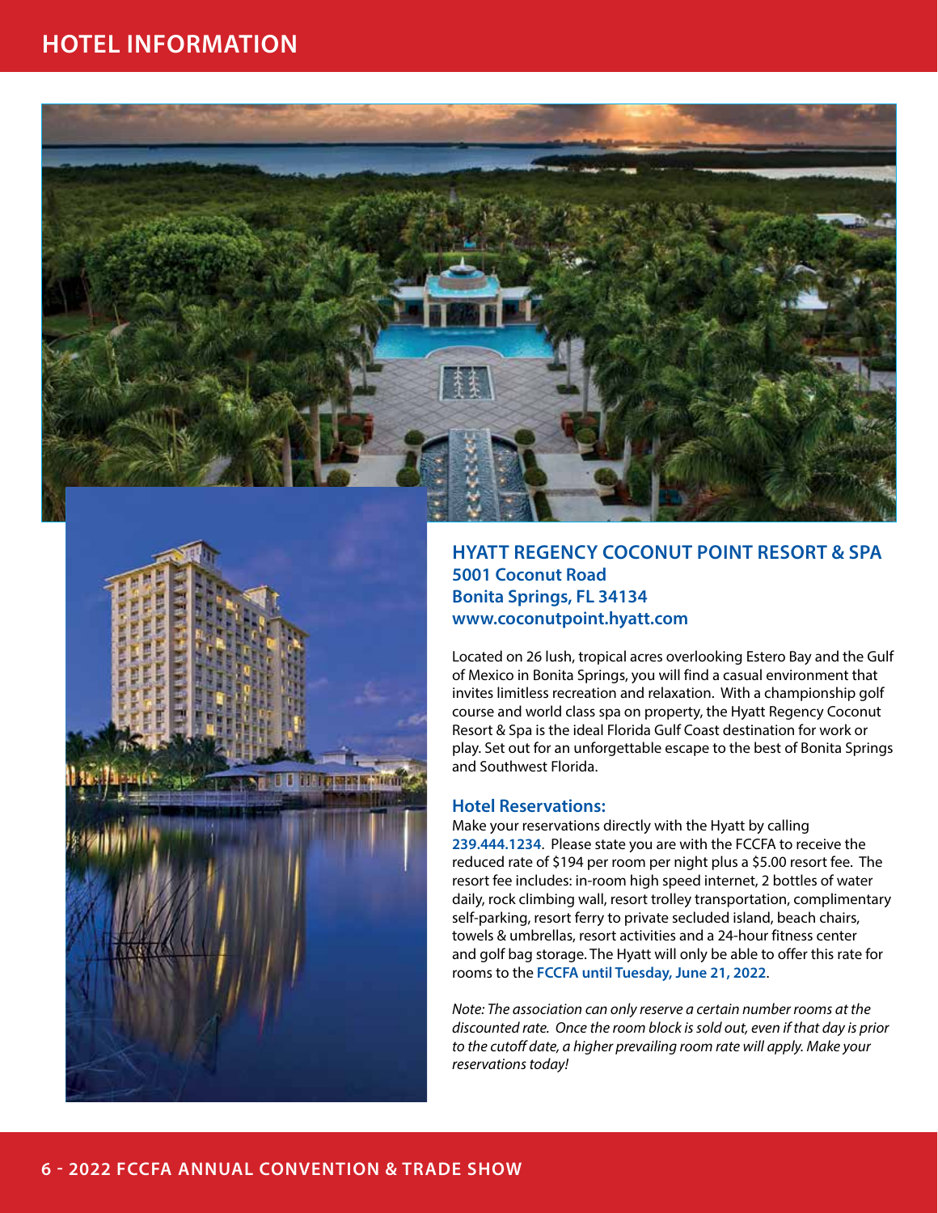# HOTEL INFORMATION

## HYATT REGENCY COCONUT POINT RESORT & SPA

**5001 Coconut Road**
**Bonita Springs, FL 34134**
**www.coconutpoint.hyatt.com**

Located on 26 lush, tropical acres overlooking Estero Bay and the Gulf of Mexico in Bonita Springs, you will find a casual environment that invites limitless recreation and relaxation. With a championship golf course and world class spa on property, the Hyatt Regency Coconut Resort & Spa is the ideal Florida Gulf Coast destination for work or play. Set out for an unforgettable escape to the best of Bonita Springs and Southwest Florida.

### Hotel Reservations:

Make your reservations directly with the Hyatt by calling **239.444.1234**. Please state you are with the FCCFA to receive the reduced rate of $194 per room per night plus a $5.00 resort fee. The resort fee includes: in-room high speed internet, 2 bottles of water daily, rock climbing wall, resort trolley transportation, complimentary self-parking, resort ferry to private secluded island, beach chairs, towels & umbrellas, resort activities and a 24-hour fitness center and golf bag storage. The Hyatt will only be able to offer this rate for rooms to the **FCCFA until Tuesday, June 21, 2022**.

*Note: The association can only reserve a certain number rooms at the discounted rate. Once the room block is sold out, even if that day is prior to the cutoff date, a higher prevailing room rate will apply. Make your reservations today!*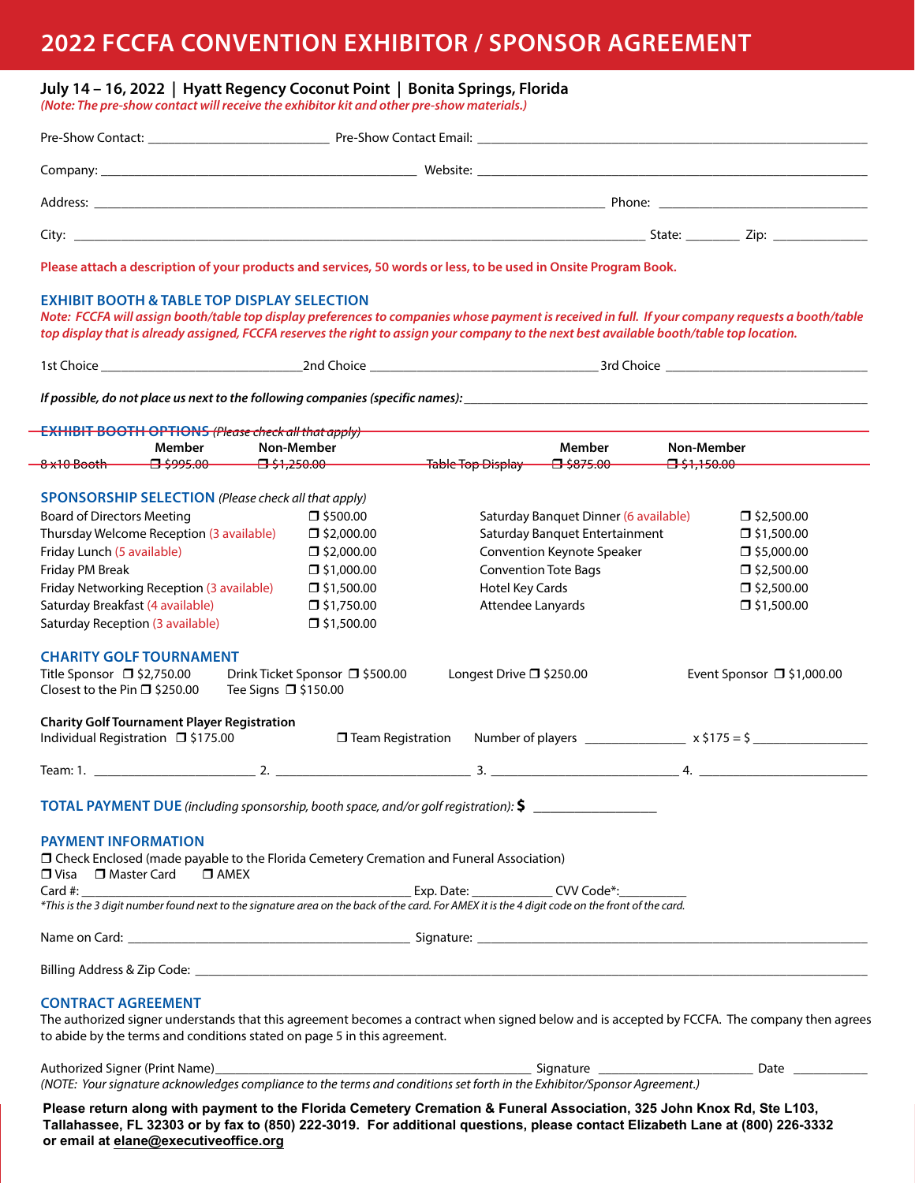# 2022 FCCFA CONVENTION EXHIBITOR / SPONSOR AGREEMENT

**July 14 – 16, 2022 | Hyatt Regency Coconut Point | Bonita Springs, Florida**

*(Note: The pre-show contact will receive the exhibitor kit and other pre-show materials.)*

Pre-Show Contact: ___________________________ Pre-Show Contact Email: ___________________________

Company: ___________________________ Website: ___________________________

Address: ___________________________ Phone: ___________________________

City: ___________________________ State: ________ Zip: ______________

**Please attach a description of your products and services, 50 words or less, to be used in Onsite Program Book.**

## EXHIBIT BOOTH & TABLE TOP DISPLAY SELECTION

***Note: FCCFA will assign booth/table top display preferences to companies whose payment is received in full. If your company requests a booth/table top display that is already assigned, FCCFA reserves the right to assign your company to the next best available booth/table top location.***

1st Choice ___________________________ 2nd Choice ___________________________ 3rd Choice ___________________________

***If possible, do not place us next to the following companies (specific names):*** ___________________________

~~**EXHIBIT BOOTH OPTIONS** *(Please check all that apply)*~~

| | Member | Non-Member | | Member | Non-Member |
|---|---|---|---|---|---|
| ~~8x10 Booth~~ | ~~❒ $995.00~~ | ~~❒ $1,250.00~~ | ~~Table Top Display~~ | ~~❒ $875.00~~ | ~~❒ $1,150.00~~ |

## SPONSORSHIP SELECTION *(Please check all that apply)*

| | | | |
|---|---|---|---|
| Board of Directors Meeting | ❒ $500.00 | Saturday Banquet Dinner (6 available) | ❒ $2,500.00 |
| Thursday Welcome Reception (3 available) | ❒ $2,000.00 | Saturday Banquet Entertainment | ❒ $1,500.00 |
| Friday Lunch (5 available) | ❒ $2,000.00 | Convention Keynote Speaker | ❒ $5,000.00 |
| Friday PM Break | ❒ $1,000.00 | Convention Tote Bags | ❒ $2,500.00 |
| Friday Networking Reception (3 available) | ❒ $1,500.00 | Hotel Key Cards | ❒ $2,500.00 |
| Saturday Breakfast (4 available) | ❒ $1,750.00 | Attendee Lanyards | ❒ $1,500.00 |
| Saturday Reception (3 available) | ❒ $1,500.00 | | |

## CHARITY GOLF TOURNAMENT

Title Sponsor ❒ $2,750.00 Drink Ticket Sponsor ❒ $500.00 Longest Drive ❒ $250.00 Event Sponsor ❒ $1,000.00

Closest to the Pin ❒ $250.00 Tee Signs ❒ $150.00

**Charity Golf Tournament Player Registration**

Individual Registration ❒ $175.00 ❒ Team Registration Number of players ______________ x $175 = $ ________________

Team: 1. ____________________ 2. ____________________ 3. ____________________ 4. ____________________

**TOTAL PAYMENT DUE** *(including sponsorship, booth space, and/or golf registration):* **$** ________________

## PAYMENT INFORMATION

❒ Check Enclosed (made payable to the Florida Cemetery Cremation and Funeral Association)

❒ Visa ❒ Master Card ❒ AMEX

Card #: ___________________________ Exp. Date: ____________ CVV Code*:__________

*\*This is the 3 digit number found next to the signature area on the back of the card. For AMEX it is the 4 digit code on the front of the card.*

Name on Card: ___________________________ Signature: ___________________________

Billing Address & Zip Code: ___________________________

## CONTRACT AGREEMENT

The authorized signer understands that this agreement becomes a contract when signed below and is accepted by FCCFA. The company then agrees to abide by the terms and conditions stated on page 5 in this agreement.

Authorized Signer (Print Name)___________________________ Signature ______________________ Date ___________

*(NOTE: Your signature acknowledges compliance to the terms and conditions set forth in the Exhibitor/Sponsor Agreement.)*

**Please return along with payment to the Florida Cemetery Cremation & Funeral Association, 325 John Knox Rd, Ste L103, Tallahassee, FL 32303 or by fax to (850) 222-3019. For additional questions, please contact Elizabeth Lane at (800) 226-3332 or email at elane@executiveoffice.org**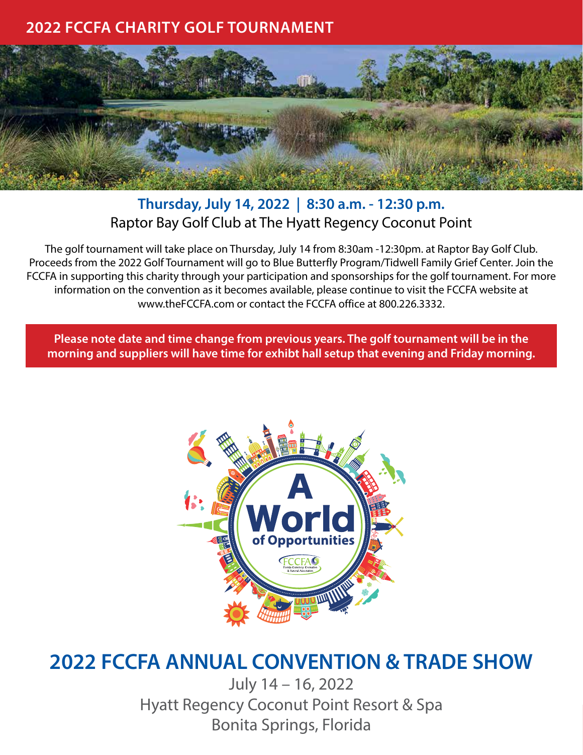# 2022 FCCFA CHARITY GOLF TOURNAMENT

**Thursday, July 14, 2022 | 8:30 a.m. - 12:30 p.m.**

Raptor Bay Golf Club at The Hyatt Regency Coconut Point

The golf tournament will take place on Thursday, July 14 from 8:30am -12:30pm. at Raptor Bay Golf Club. Proceeds from the 2022 Golf Tournament will go to Blue Butterfly Program/Tidwell Family Grief Center. Join the FCCFA in supporting this charity through your participation and sponsorships for the golf tournament. For more information on the convention as it becomes available, please continue to visit the FCCFA website at www.theFCCFA.com or contact the FCCFA office at 800.226.3332.

**Please note date and time change from previous years. The golf tournament will be in the morning and suppliers will have time for exhibt hall setup that evening and Friday morning.**

A World of Opportunities

FCCFA
Florida Cemetery, Cremation & Funeral Association

## 2022 FCCFA ANNUAL CONVENTION & TRADE SHOW

July 14 – 16, 2022
Hyatt Regency Coconut Point Resort & Spa
Bonita Springs, Florida